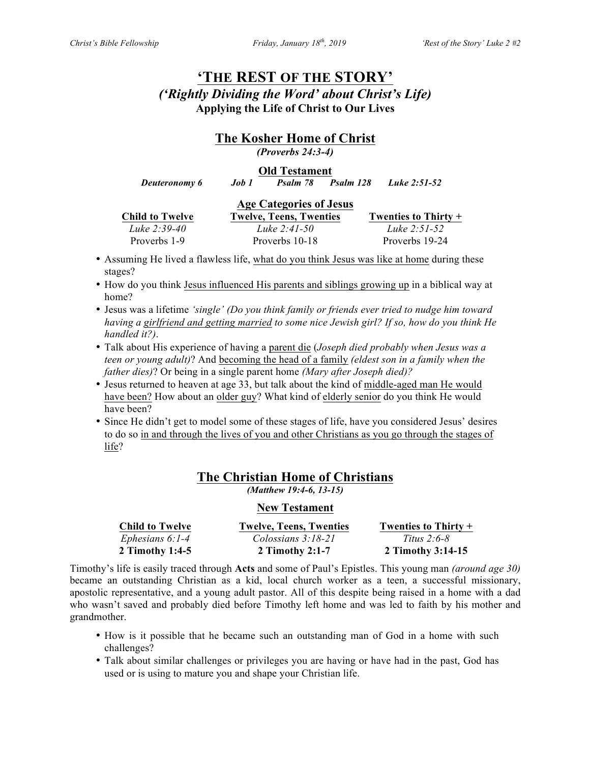# 'THE REST OF THE STORY'

## *('Rightly Dividing the Word' about Christ's Life)*

**Applying the Life of Christ to Our Lives**

## The Kosher Home of Christ

*(Proverbs 24:3-4)*

### Old Testament

***Deuteronomy 6*** ***Job 1*** ***Psalm 78*** ***Psalm 128*** ***Luke 2:51-52***

### Age Categories of Jesus

| Child to Twelve | Twelve, Teens, Twenties | Twenties to Thirty + |
|---|---|---|
| *Luke 2:39-40* | *Luke 2:41-50* | *Luke 2:51-52* |
| Proverbs 1-9 | Proverbs 10-18 | Proverbs 19-24 |

- Assuming He lived a flawless life, what do you think Jesus was like at home during these stages?
- How do you think Jesus influenced His parents and siblings growing up in a biblical way at home?
- Jesus was a lifetime *'single' (Do you think family or friends ever tried to nudge him toward having a girlfriend and getting married to some nice Jewish girl? If so, how do you think He handled it?)*.
- Talk about His experience of having a parent die (*Joseph died probably when Jesus was a teen or young adult)*? And becoming the head of a family *(eldest son in a family when the father dies)*? Or being in a single parent home *(Mary after Joseph died)?*
- Jesus returned to heaven at age 33, but talk about the kind of middle-aged man He would have been? How about an older guy? What kind of elderly senior do you think He would have been?
- Since He didn't get to model some of these stages of life, have you considered Jesus' desires to do so in and through the lives of you and other Christians as you go through the stages of life?

## The Christian Home of Christians

*(Matthew 19:4-6, 13-15)*

### New Testament

| Child to Twelve | Twelve, Teens, Twenties | Twenties to Thirty + |
|---|---|---|
| *Ephesians 6:1-4* | *Colossians 3:18-21* | *Titus 2:6-8* |
| **2 Timothy 1:4-5** | **2 Timothy 2:1-7** | **2 Timothy 3:14-15** |

Timothy's life is easily traced through **Acts** and some of Paul's Epistles. This young man *(around age 30)* became an outstanding Christian as a kid, local church worker as a teen, a successful missionary, apostolic representative, and a young adult pastor. All of this despite being raised in a home with a dad who wasn't saved and probably died before Timothy left home and was led to faith by his mother and grandmother.

- How is it possible that he became such an outstanding man of God in a home with such challenges?
- Talk about similar challenges or privileges you are having or have had in the past, God has used or is using to mature you and shape your Christian life.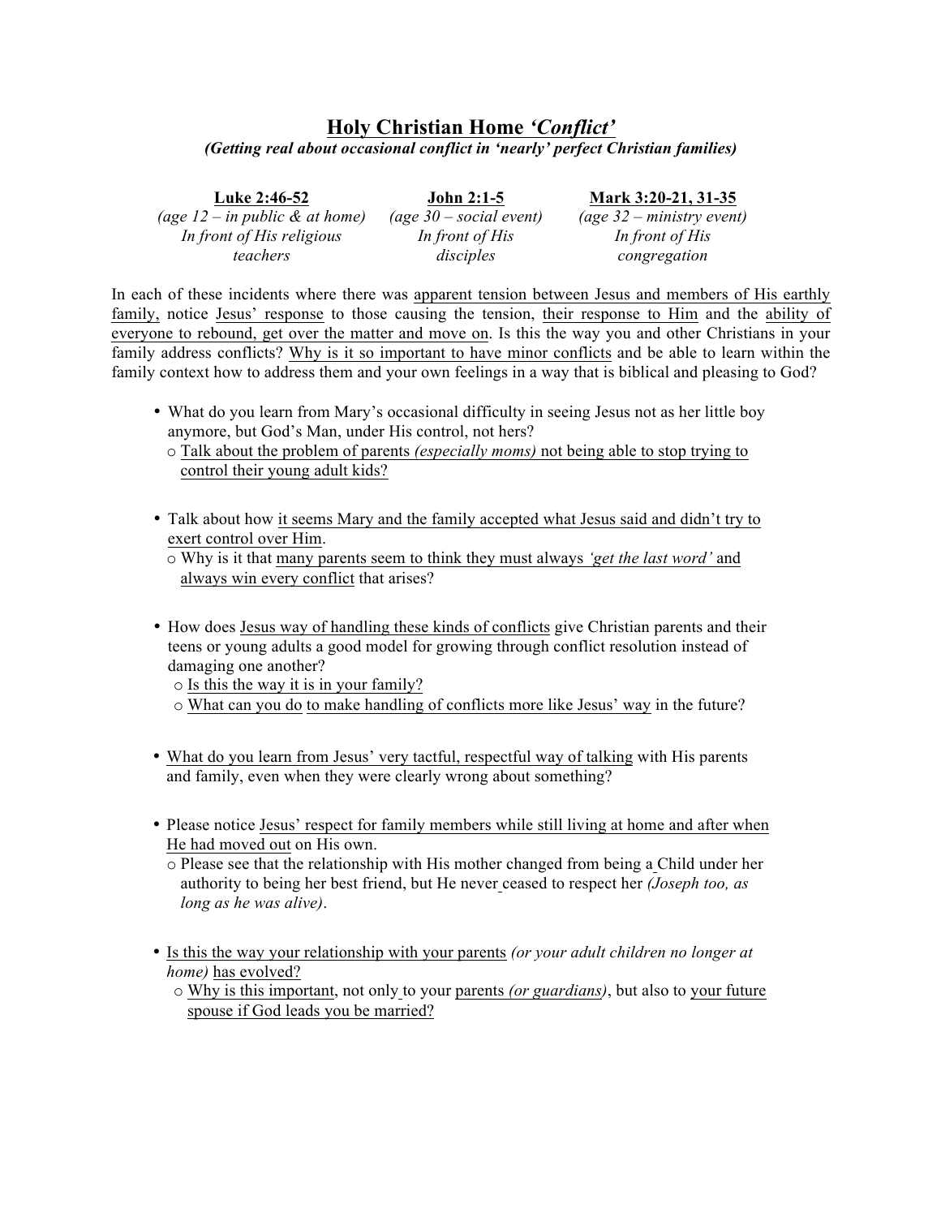# Holy Christian Home *'Conflict'*

***(Getting real about occasional conflict in 'nearly' perfect Christian families)***

| Luke 2:46-52 | John 2:1-5 | Mark 3:20-21, 31-35 |
| --- | --- | --- |
| *(age 12 – in public & at home)* | *(age 30 – social event)* | *(age 32 – ministry event)* |
| *In front of His religious teachers* | *In front of His disciples* | *In front of His congregation* |

In each of these incidents where there was apparent tension between Jesus and members of His earthly family, notice Jesus' response to those causing the tension, their response to Him and the ability of everyone to rebound, get over the matter and move on. Is this the way you and other Christians in your family address conflicts? Why is it so important to have minor conflicts and be able to learn within the family context how to address them and your own feelings in a way that is biblical and pleasing to God?

- What do you learn from Mary's occasional difficulty in seeing Jesus not as her little boy anymore, but God's Man, under His control, not hers?
  - Talk about the problem of parents *(especially moms)* not being able to stop trying to control their young adult kids?

- Talk about how it seems Mary and the family accepted what Jesus said and didn't try to exert control over Him.
  - Why is it that many parents seem to think they must always *'get the last word'* and always win every conflict that arises?

- How does Jesus way of handling these kinds of conflicts give Christian parents and their teens or young adults a good model for growing through conflict resolution instead of damaging one another?
  - Is this the way it is in your family?
  - What can you do to make handling of conflicts more like Jesus' way in the future?

- What do you learn from Jesus' very tactful, respectful way of talking with His parents and family, even when they were clearly wrong about something?

- Please notice Jesus' respect for family members while still living at home and after when He had moved out on His own.
  - Please see that the relationship with His mother changed from being a Child under her authority to being her best friend, but He never ceased to respect her *(Joseph too, as long as he was alive)*.

- Is this the way your relationship with your parents *(or your adult children no longer at home)* has evolved?
  - Why is this important, not only to your parents *(or guardians)*, but also to your future spouse if God leads you be married?